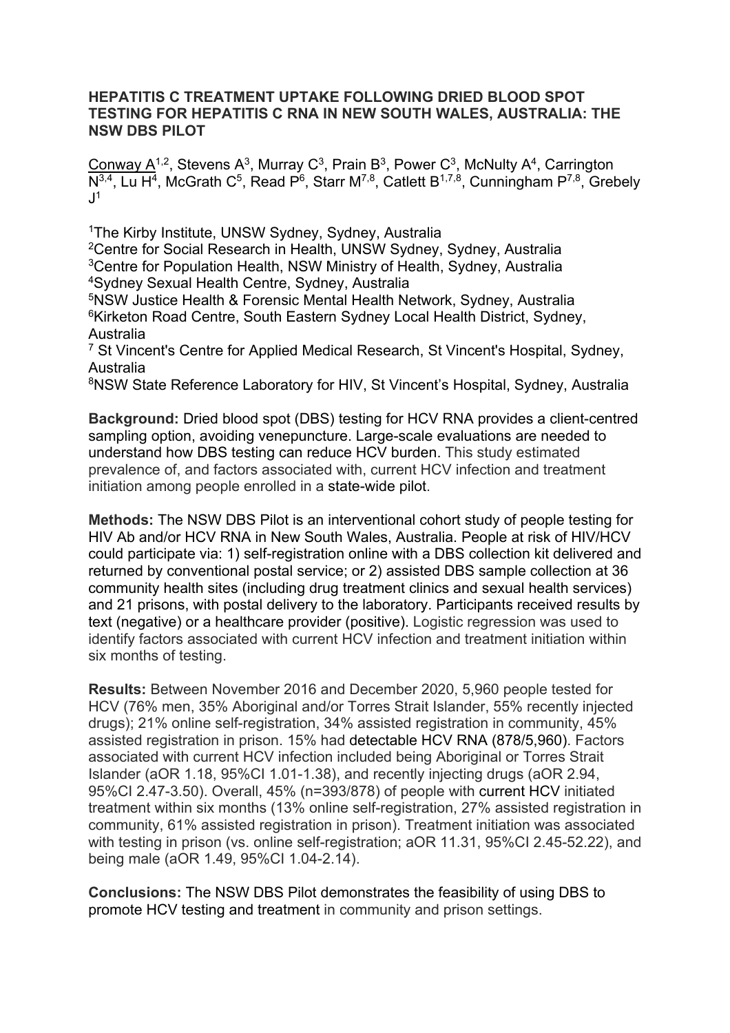**HEPATITIS C TREATMENT UPTAKE FOLLOWING DRIED BLOOD SPOT TESTING FOR HEPATITIS C RNA IN NEW SOUTH WALES, AUSTRALIA: THE NSW DBS PILOT**

Conway A[1,2], Stevens A[3], Murray C[3], Prain B[3], Power C[3], McNulty A[4], Carrington N[3,4], Lu H[4], McGrath C[5], Read P[6], Starr M[7,8], Catlett B[1,7,8], Cunningham P[7,8], Grebely J[1]

[1]The Kirby Institute, UNSW Sydney, Sydney, Australia
[2]Centre for Social Research in Health, UNSW Sydney, Sydney, Australia
[3]Centre for Population Health, NSW Ministry of Health, Sydney, Australia
[4]Sydney Sexual Health Centre, Sydney, Australia
[5]NSW Justice Health & Forensic Mental Health Network, Sydney, Australia
[6]Kirketon Road Centre, South Eastern Sydney Local Health District, Sydney, Australia
[7] St Vincent's Centre for Applied Medical Research, St Vincent's Hospital, Sydney, Australia
[8]NSW State Reference Laboratory for HIV, St Vincent's Hospital, Sydney, Australia

**Background:** Dried blood spot (DBS) testing for HCV RNA provides a client-centred sampling option, avoiding venepuncture. Large-scale evaluations are needed to understand how DBS testing can reduce HCV burden. This study estimated prevalence of, and factors associated with, current HCV infection and treatment initiation among people enrolled in a state-wide pilot.

**Methods:** The NSW DBS Pilot is an interventional cohort study of people testing for HIV Ab and/or HCV RNA in New South Wales, Australia. People at risk of HIV/HCV could participate via: 1) self-registration online with a DBS collection kit delivered and returned by conventional postal service; or 2) assisted DBS sample collection at 36 community health sites (including drug treatment clinics and sexual health services) and 21 prisons, with postal delivery to the laboratory. Participants received results by text (negative) or a healthcare provider (positive). Logistic regression was used to identify factors associated with current HCV infection and treatment initiation within six months of testing.

**Results:** Between November 2016 and December 2020, 5,960 people tested for HCV (76% men, 35% Aboriginal and/or Torres Strait Islander, 55% recently injected drugs); 21% online self-registration, 34% assisted registration in community, 45% assisted registration in prison. 15% had detectable HCV RNA (878/5,960). Factors associated with current HCV infection included being Aboriginal or Torres Strait Islander (aOR 1.18, 95%CI 1.01-1.38), and recently injecting drugs (aOR 2.94, 95%CI 2.47-3.50). Overall, 45% (n=393/878) of people with current HCV initiated treatment within six months (13% online self-registration, 27% assisted registration in community, 61% assisted registration in prison). Treatment initiation was associated with testing in prison (vs. online self-registration; aOR 11.31, 95%CI 2.45-52.22), and being male (aOR 1.49, 95%CI 1.04-2.14).

**Conclusions:** The NSW DBS Pilot demonstrates the feasibility of using DBS to promote HCV testing and treatment in community and prison settings.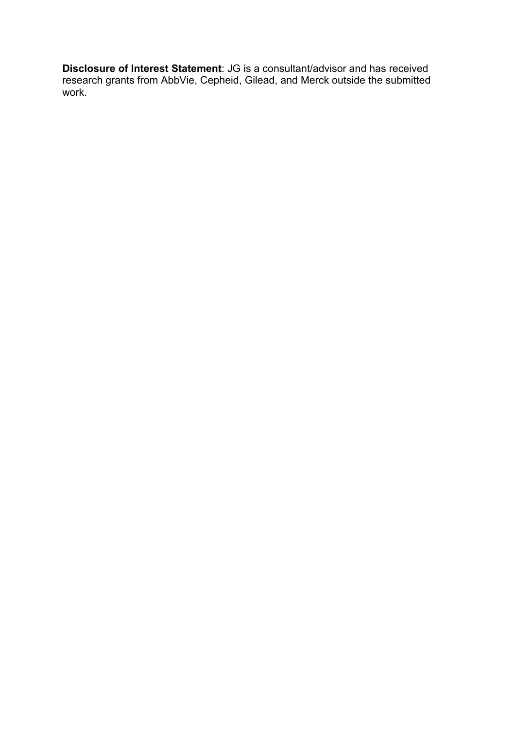**Disclosure of Interest Statement**: JG is a consultant/advisor and has received research grants from AbbVie, Cepheid, Gilead, and Merck outside the submitted work.